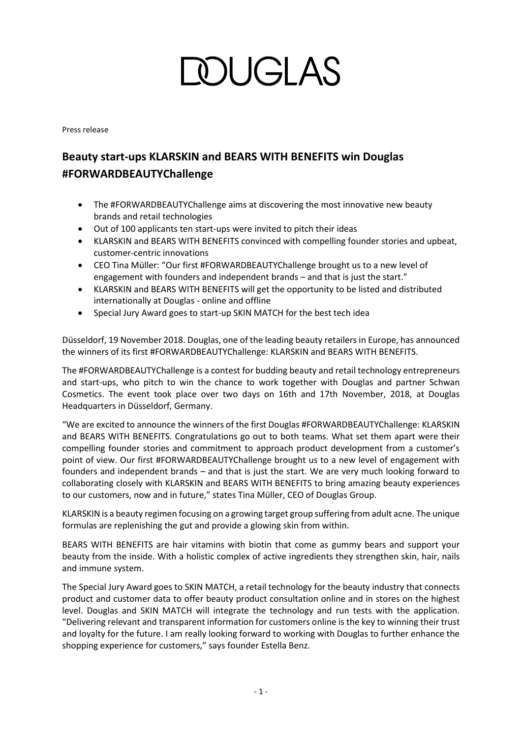# DOUGLAS

Press release

## Beauty start-ups KLARSKIN and BEARS WITH BENEFITS win Douglas #FORWARDBEAUTYChallenge

- The #FORWARDBEAUTYChallenge aims at discovering the most innovative new beauty brands and retail technologies
- Out of 100 applicants ten start-ups were invited to pitch their ideas
- KLARSKIN and BEARS WITH BENEFITS convinced with compelling founder stories and upbeat, customer-centric innovations
- CEO Tina Müller: "Our first #FORWARDBEAUTYChallenge brought us to a new level of engagement with founders and independent brands – and that is just the start."
- KLARSKIN and BEARS WITH BENEFITS will get the opportunity to be listed and distributed internationally at Douglas - online and offline
- Special Jury Award goes to start-up SKIN MATCH for the best tech idea

Düsseldorf, 19 November 2018. Douglas, one of the leading beauty retailers in Europe, has announced the winners of its first #FORWARDBEAUTYChallenge: KLARSKIN and BEARS WITH BENEFITS.

The #FORWARDBEAUTYChallenge is a contest for budding beauty and retail technology entrepreneurs and start-ups, who pitch to win the chance to work together with Douglas and partner Schwan Cosmetics. The event took place over two days on 16th and 17th November, 2018, at Douglas Headquarters in Düsseldorf, Germany.

"We are excited to announce the winners of the first Douglas #FORWARDBEAUTYChallenge: KLARSKIN and BEARS WITH BENEFITS. Congratulations go out to both teams. What set them apart were their compelling founder stories and commitment to approach product development from a customer's point of view. Our first #FORWARDBEAUTYChallenge brought us to a new level of engagement with founders and independent brands – and that is just the start. We are very much looking forward to collaborating closely with KLARSKIN and BEARS WITH BENEFITS to bring amazing beauty experiences to our customers, now and in future," states Tina Müller, CEO of Douglas Group.

KLARSKIN is a beauty regimen focusing on a growing target group suffering from adult acne. The unique formulas are replenishing the gut and provide a glowing skin from within.

BEARS WITH BENEFITS are hair vitamins with biotin that come as gummy bears and support your beauty from the inside. With a holistic complex of active ingredients they strengthen skin, hair, nails and immune system.

The Special Jury Award goes to SKIN MATCH, a retail technology for the beauty industry that connects product and customer data to offer beauty product consultation online and in stores on the highest level. Douglas and SKIN MATCH will integrate the technology and run tests with the application. "Delivering relevant and transparent information for customers online is the key to winning their trust and loyalty for the future. I am really looking forward to working with Douglas to further enhance the shopping experience for customers," says founder Estella Benz.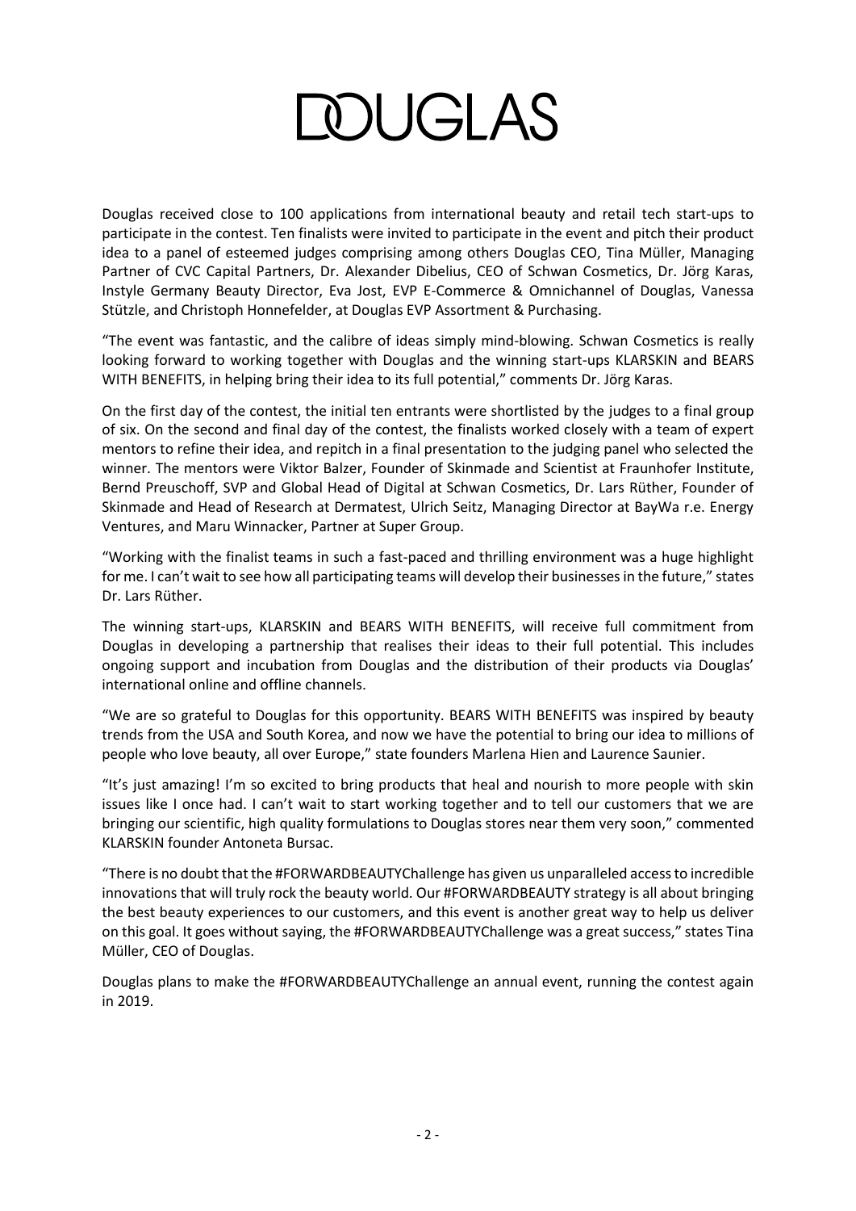DOUGLAS

Douglas received close to 100 applications from international beauty and retail tech start-ups to participate in the contest. Ten finalists were invited to participate in the event and pitch their product idea to a panel of esteemed judges comprising among others Douglas CEO, Tina Müller, Managing Partner of CVC Capital Partners, Dr. Alexander Dibelius, CEO of Schwan Cosmetics, Dr. Jörg Karas, Instyle Germany Beauty Director, Eva Jost, EVP E-Commerce & Omnichannel of Douglas, Vanessa Stützle, and Christoph Honnefelder, at Douglas EVP Assortment & Purchasing.

"The event was fantastic, and the calibre of ideas simply mind-blowing. Schwan Cosmetics is really looking forward to working together with Douglas and the winning start-ups KLARSKIN and BEARS WITH BENEFITS, in helping bring their idea to its full potential," comments Dr. Jörg Karas.

On the first day of the contest, the initial ten entrants were shortlisted by the judges to a final group of six. On the second and final day of the contest, the finalists worked closely with a team of expert mentors to refine their idea, and repitch in a final presentation to the judging panel who selected the winner. The mentors were Viktor Balzer, Founder of Skinmade and Scientist at Fraunhofer Institute, Bernd Preuschoff, SVP and Global Head of Digital at Schwan Cosmetics, Dr. Lars Rüther, Founder of Skinmade and Head of Research at Dermatest, Ulrich Seitz, Managing Director at BayWa r.e. Energy Ventures, and Maru Winnacker, Partner at Super Group.

"Working with the finalist teams in such a fast-paced and thrilling environment was a huge highlight for me. I can't wait to see how all participating teams will develop their businesses in the future," states Dr. Lars Rüther.

The winning start-ups, KLARSKIN and BEARS WITH BENEFITS, will receive full commitment from Douglas in developing a partnership that realises their ideas to their full potential. This includes ongoing support and incubation from Douglas and the distribution of their products via Douglas' international online and offline channels.

"We are so grateful to Douglas for this opportunity. BEARS WITH BENEFITS was inspired by beauty trends from the USA and South Korea, and now we have the potential to bring our idea to millions of people who love beauty, all over Europe," state founders Marlena Hien and Laurence Saunier.

"It's just amazing! I'm so excited to bring products that heal and nourish to more people with skin issues like I once had. I can't wait to start working together and to tell our customers that we are bringing our scientific, high quality formulations to Douglas stores near them very soon," commented KLARSKIN founder Antoneta Bursac.

"There is no doubt that the #FORWARDBEAUTYChallenge has given us unparalleled access to incredible innovations that will truly rock the beauty world. Our #FORWARDBEAUTY strategy is all about bringing the best beauty experiences to our customers, and this event is another great way to help us deliver on this goal. It goes without saying, the #FORWARDBEAUTYChallenge was a great success," states Tina Müller, CEO of Douglas.

Douglas plans to make the #FORWARDBEAUTYChallenge an annual event, running the contest again in 2019.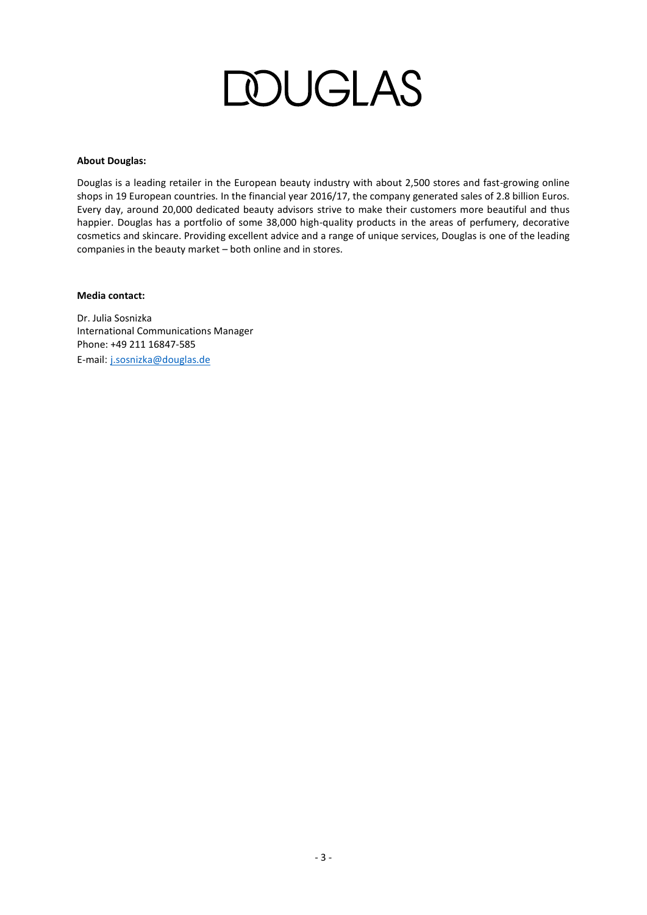DOUGLAS

**About Douglas:**

Douglas is a leading retailer in the European beauty industry with about 2,500 stores and fast-growing online shops in 19 European countries. In the financial year 2016/17, the company generated sales of 2.8 billion Euros. Every day, around 20,000 dedicated beauty advisors strive to make their customers more beautiful and thus happier. Douglas has a portfolio of some 38,000 high-quality products in the areas of perfumery, decorative cosmetics and skincare. Providing excellent advice and a range of unique services, Douglas is one of the leading companies in the beauty market – both online and in stores.

**Media contact:**

Dr. Julia Sosnizka  
International Communications Manager  
Phone: +49 211 16847-585  
E-mail: j.sosnizka@douglas.de